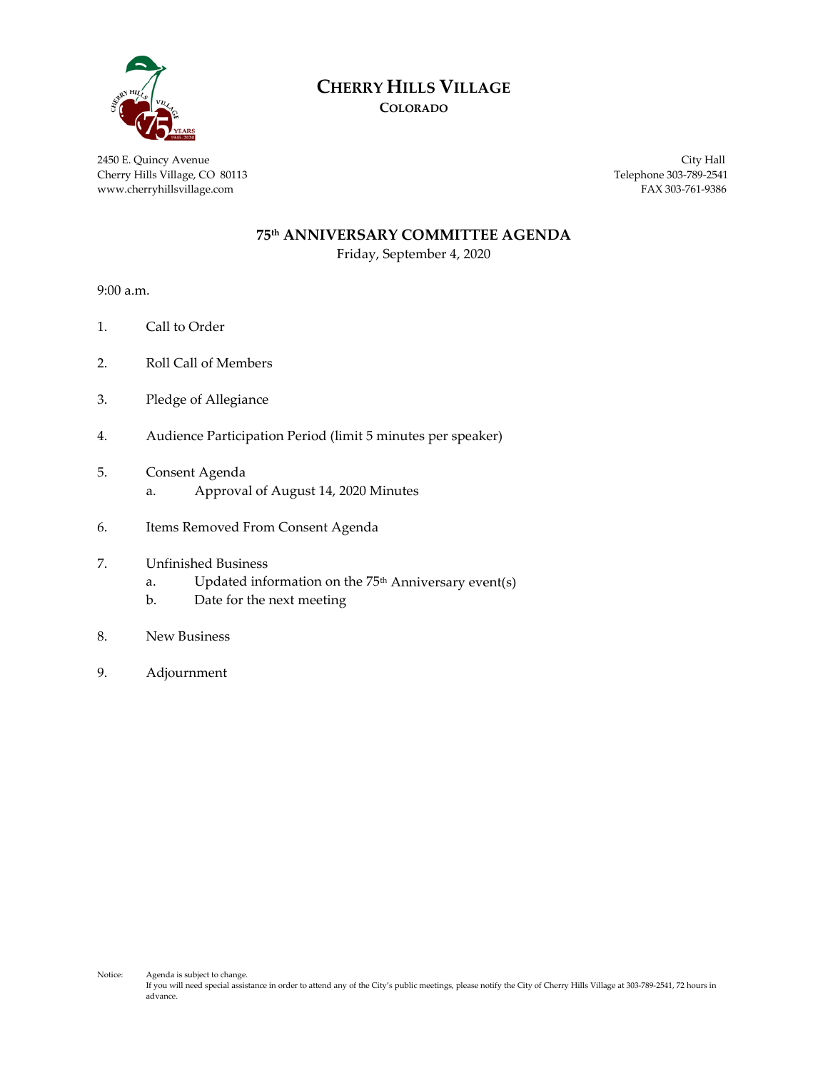# CHERRY HILLS VILLAGE
**COLORADO**

2450 E. Quincy Avenue
Cherry Hills Village, CO 80113
www.cherryhillsvillage.com

City Hall
Telephone 303-789-2541
FAX 303-761-9386

## 75th ANNIVERSARY COMMITTEE AGENDA

Friday, September 4, 2020

9:00 a.m.

1. Call to Order
2. Roll Call of Members
3. Pledge of Allegiance
4. Audience Participation Period (limit 5 minutes per speaker)
5. Consent Agenda
    a. Approval of August 14, 2020 Minutes
6. Items Removed From Consent Agenda
7. Unfinished Business
    a. Updated information on the 75th Anniversary event(s)
    b. Date for the next meeting
8. New Business
9. Adjournment

Notice: Agenda is subject to change.
If you will need special assistance in order to attend any of the City's public meetings, please notify the City of Cherry Hills Village at 303-789-2541, 72 hours in advance.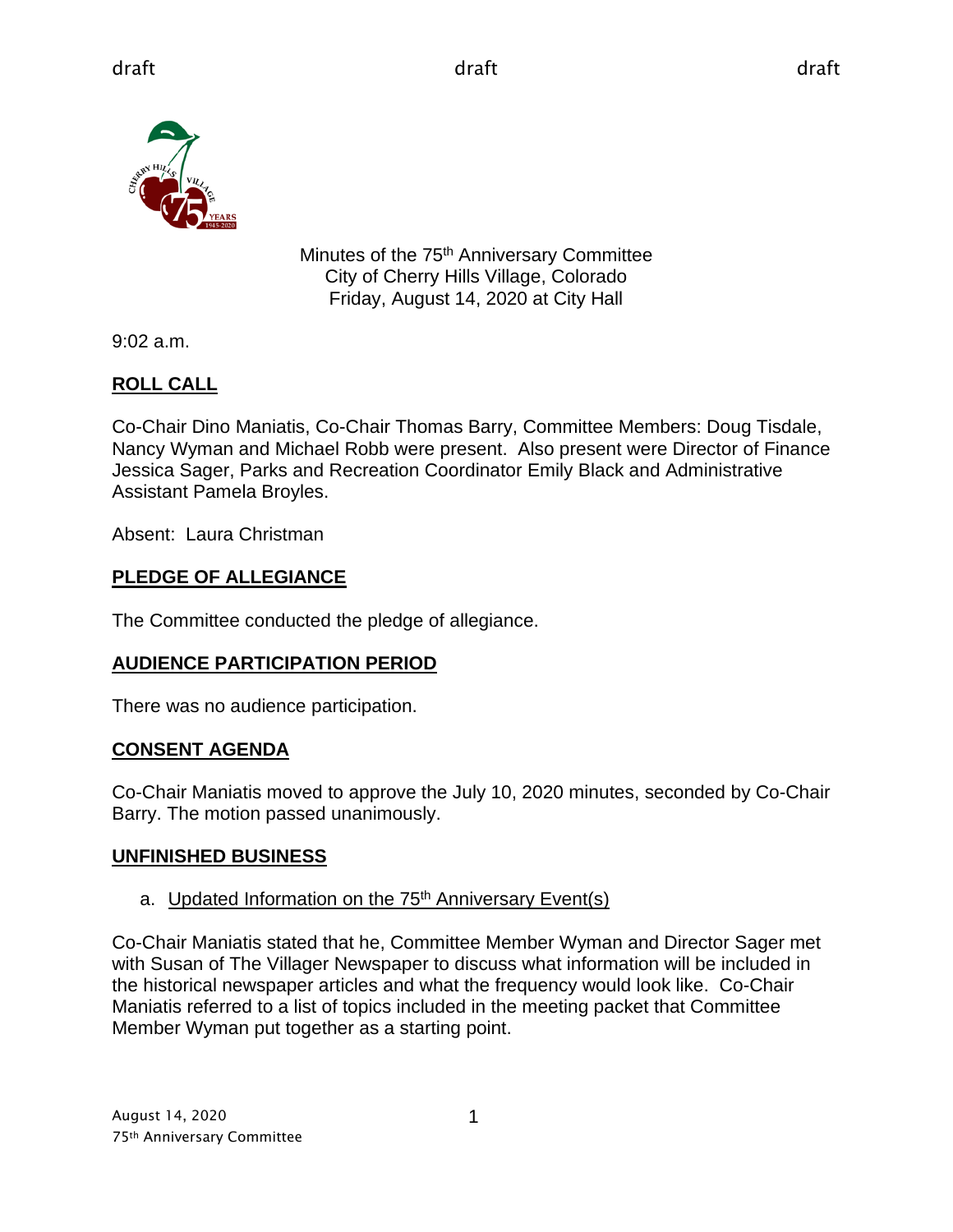Minutes of the 75th Anniversary Committee
City of Cherry Hills Village, Colorado
Friday, August 14, 2020 at City Hall

9:02 a.m.

## ROLL CALL

Co-Chair Dino Maniatis, Co-Chair Thomas Barry, Committee Members: Doug Tisdale, Nancy Wyman and Michael Robb were present. Also present were Director of Finance Jessica Sager, Parks and Recreation Coordinator Emily Black and Administrative Assistant Pamela Broyles.

Absent: Laura Christman

## PLEDGE OF ALLEGIANCE

The Committee conducted the pledge of allegiance.

## AUDIENCE PARTICIPATION PERIOD

There was no audience participation.

## CONSENT AGENDA

Co-Chair Maniatis moved to approve the July 10, 2020 minutes, seconded by Co-Chair Barry. The motion passed unanimously.

## UNFINISHED BUSINESS

a. Updated Information on the 75th Anniversary Event(s)

Co-Chair Maniatis stated that he, Committee Member Wyman and Director Sager met with Susan of The Villager Newspaper to discuss what information will be included in the historical newspaper articles and what the frequency would look like. Co-Chair Maniatis referred to a list of topics included in the meeting packet that Committee Member Wyman put together as a starting point.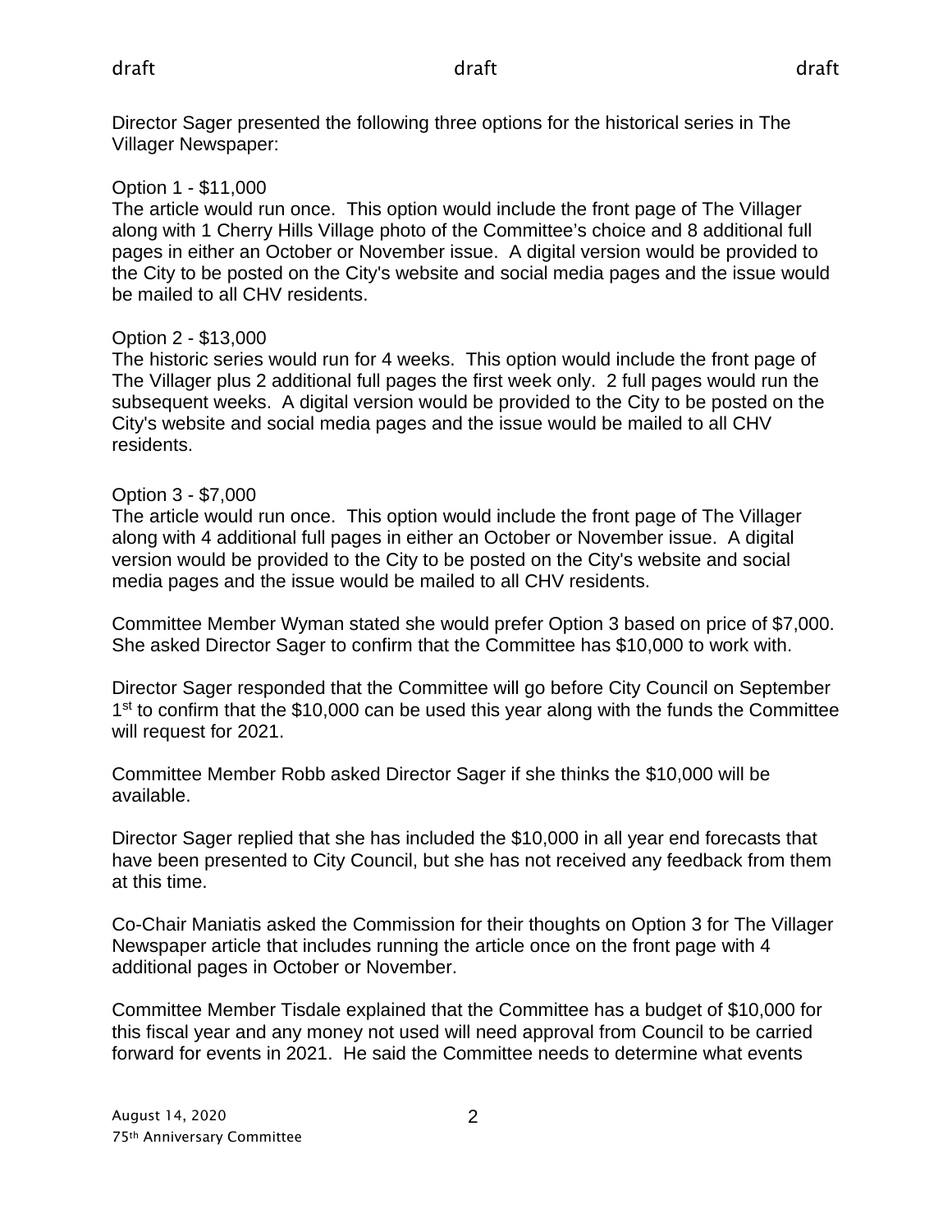Director Sager presented the following three options for the historical series in The Villager Newspaper:

Option 1 - $11,000
The article would run once. This option would include the front page of The Villager along with 1 Cherry Hills Village photo of the Committee's choice and 8 additional full pages in either an October or November issue. A digital version would be provided to the City to be posted on the City's website and social media pages and the issue would be mailed to all CHV residents.

Option 2 - $13,000
The historic series would run for 4 weeks. This option would include the front page of The Villager plus 2 additional full pages the first week only. 2 full pages would run the subsequent weeks. A digital version would be provided to the City to be posted on the City's website and social media pages and the issue would be mailed to all CHV residents.

Option 3 - $7,000
The article would run once. This option would include the front page of The Villager along with 4 additional full pages in either an October or November issue. A digital version would be provided to the City to be posted on the City's website and social media pages and the issue would be mailed to all CHV residents.

Committee Member Wyman stated she would prefer Option 3 based on price of $7,000. She asked Director Sager to confirm that the Committee has $10,000 to work with.

Director Sager responded that the Committee will go before City Council on September 1st to confirm that the $10,000 can be used this year along with the funds the Committee will request for 2021.

Committee Member Robb asked Director Sager if she thinks the $10,000 will be available.

Director Sager replied that she has included the $10,000 in all year end forecasts that have been presented to City Council, but she has not received any feedback from them at this time.

Co-Chair Maniatis asked the Commission for their thoughts on Option 3 for The Villager Newspaper article that includes running the article once on the front page with 4 additional pages in October or November.

Committee Member Tisdale explained that the Committee has a budget of $10,000 for this fiscal year and any money not used will need approval from Council to be carried forward for events in 2021. He said the Committee needs to determine what events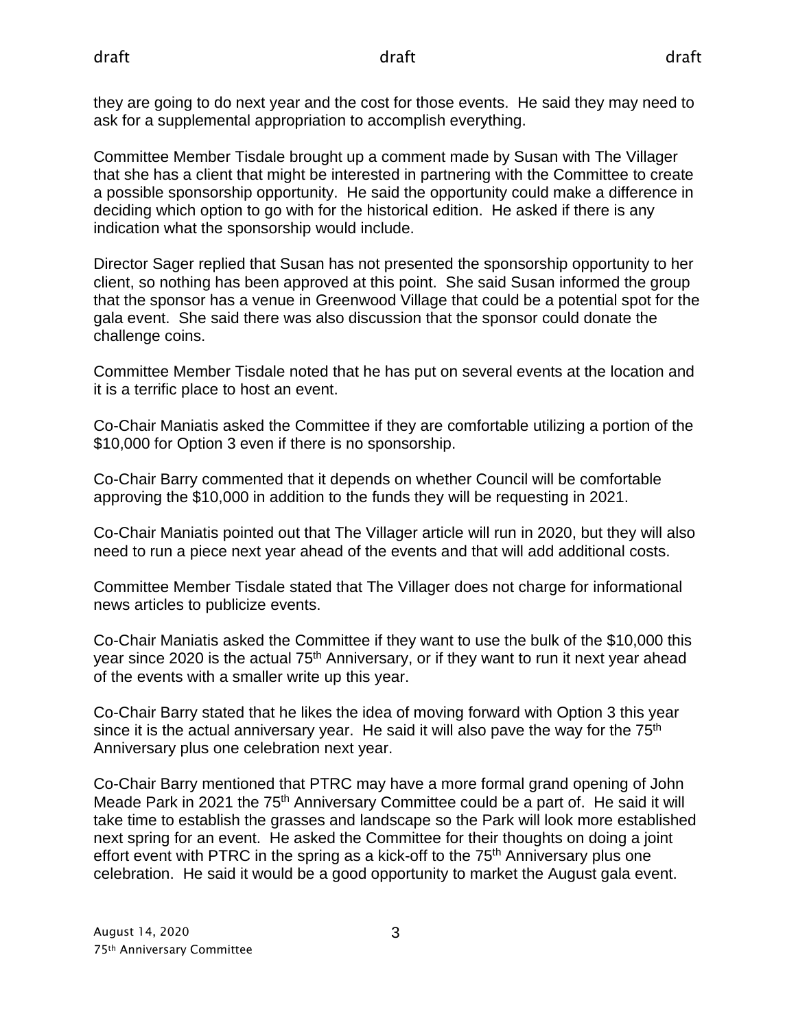they are going to do next year and the cost for those events. He said they may need to ask for a supplemental appropriation to accomplish everything.

Committee Member Tisdale brought up a comment made by Susan with The Villager that she has a client that might be interested in partnering with the Committee to create a possible sponsorship opportunity. He said the opportunity could make a difference in deciding which option to go with for the historical edition. He asked if there is any indication what the sponsorship would include.

Director Sager replied that Susan has not presented the sponsorship opportunity to her client, so nothing has been approved at this point. She said Susan informed the group that the sponsor has a venue in Greenwood Village that could be a potential spot for the gala event. She said there was also discussion that the sponsor could donate the challenge coins.

Committee Member Tisdale noted that he has put on several events at the location and it is a terrific place to host an event.

Co-Chair Maniatis asked the Committee if they are comfortable utilizing a portion of the $10,000 for Option 3 even if there is no sponsorship.

Co-Chair Barry commented that it depends on whether Council will be comfortable approving the $10,000 in addition to the funds they will be requesting in 2021.

Co-Chair Maniatis pointed out that The Villager article will run in 2020, but they will also need to run a piece next year ahead of the events and that will add additional costs.

Committee Member Tisdale stated that The Villager does not charge for informational news articles to publicize events.

Co-Chair Maniatis asked the Committee if they want to use the bulk of the $10,000 this year since 2020 is the actual 75th Anniversary, or if they want to run it next year ahead of the events with a smaller write up this year.

Co-Chair Barry stated that he likes the idea of moving forward with Option 3 this year since it is the actual anniversary year. He said it will also pave the way for the 75th Anniversary plus one celebration next year.

Co-Chair Barry mentioned that PTRC may have a more formal grand opening of John Meade Park in 2021 the 75th Anniversary Committee could be a part of. He said it will take time to establish the grasses and landscape so the Park will look more established next spring for an event. He asked the Committee for their thoughts on doing a joint effort event with PTRC in the spring as a kick-off to the 75th Anniversary plus one celebration. He said it would be a good opportunity to market the August gala event.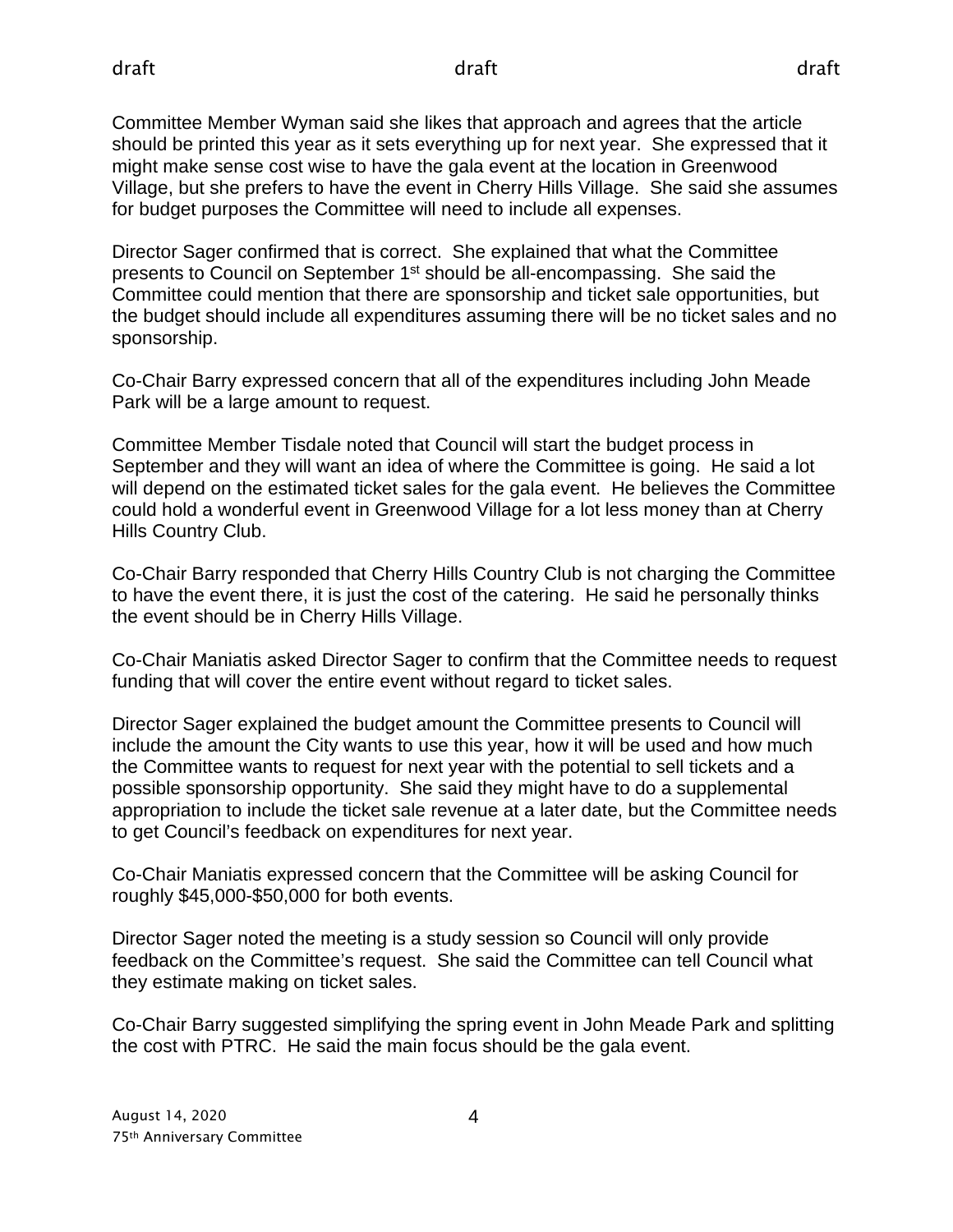Committee Member Wyman said she likes that approach and agrees that the article should be printed this year as it sets everything up for next year. She expressed that it might make sense cost wise to have the gala event at the location in Greenwood Village, but she prefers to have the event in Cherry Hills Village. She said she assumes for budget purposes the Committee will need to include all expenses.

Director Sager confirmed that is correct. She explained that what the Committee presents to Council on September 1st should be all-encompassing. She said the Committee could mention that there are sponsorship and ticket sale opportunities, but the budget should include all expenditures assuming there will be no ticket sales and no sponsorship.

Co-Chair Barry expressed concern that all of the expenditures including John Meade Park will be a large amount to request.

Committee Member Tisdale noted that Council will start the budget process in September and they will want an idea of where the Committee is going. He said a lot will depend on the estimated ticket sales for the gala event. He believes the Committee could hold a wonderful event in Greenwood Village for a lot less money than at Cherry Hills Country Club.

Co-Chair Barry responded that Cherry Hills Country Club is not charging the Committee to have the event there, it is just the cost of the catering. He said he personally thinks the event should be in Cherry Hills Village.

Co-Chair Maniatis asked Director Sager to confirm that the Committee needs to request funding that will cover the entire event without regard to ticket sales.

Director Sager explained the budget amount the Committee presents to Council will include the amount the City wants to use this year, how it will be used and how much the Committee wants to request for next year with the potential to sell tickets and a possible sponsorship opportunity. She said they might have to do a supplemental appropriation to include the ticket sale revenue at a later date, but the Committee needs to get Council's feedback on expenditures for next year.

Co-Chair Maniatis expressed concern that the Committee will be asking Council for roughly $45,000-$50,000 for both events.

Director Sager noted the meeting is a study session so Council will only provide feedback on the Committee's request. She said the Committee can tell Council what they estimate making on ticket sales.

Co-Chair Barry suggested simplifying the spring event in John Meade Park and splitting the cost with PTRC. He said the main focus should be the gala event.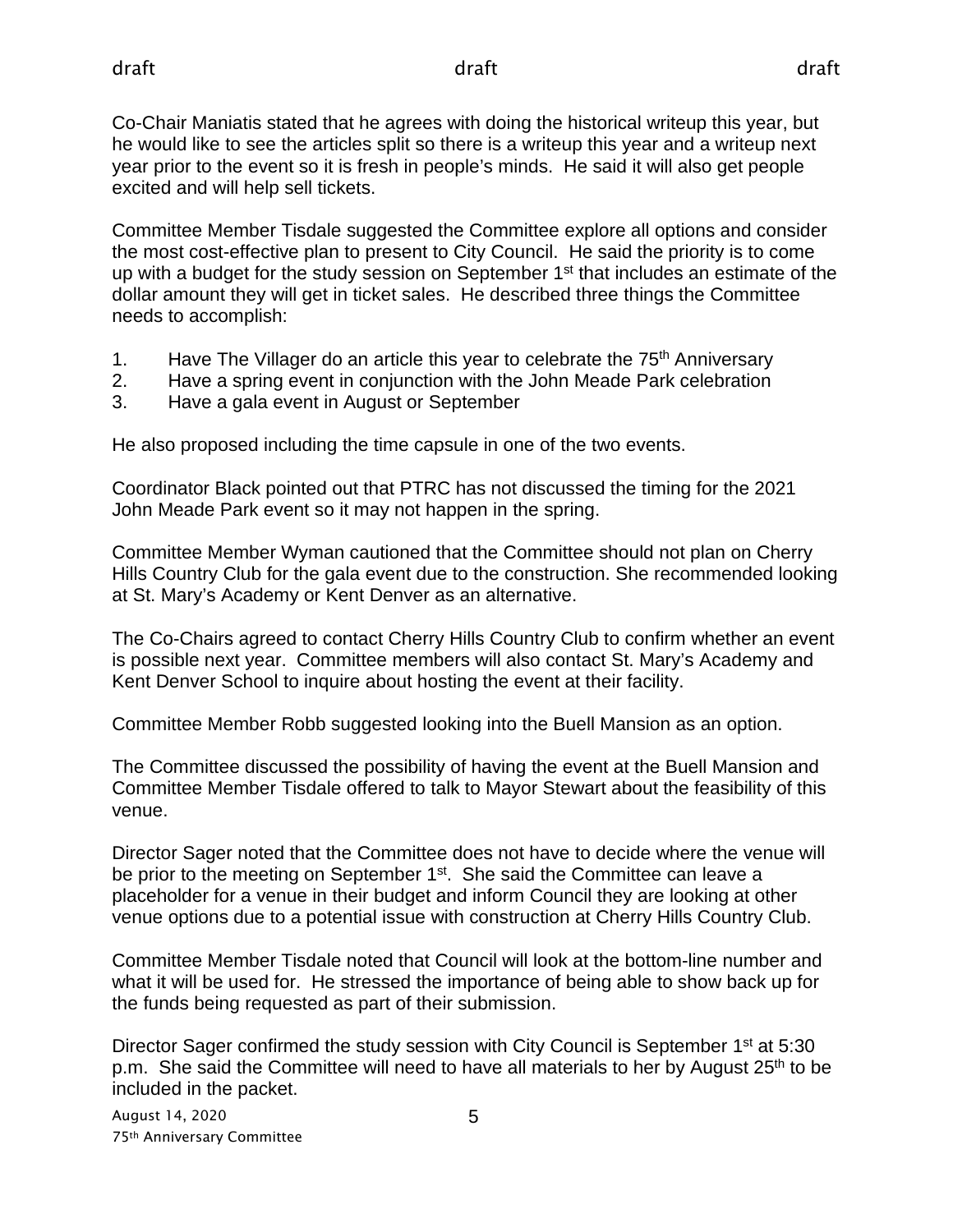Co-Chair Maniatis stated that he agrees with doing the historical writeup this year, but he would like to see the articles split so there is a writeup this year and a writeup next year prior to the event so it is fresh in people's minds. He said it will also get people excited and will help sell tickets.

Committee Member Tisdale suggested the Committee explore all options and consider the most cost-effective plan to present to City Council. He said the priority is to come up with a budget for the study session on September 1st that includes an estimate of the dollar amount they will get in ticket sales. He described three things the Committee needs to accomplish:

1. Have The Villager do an article this year to celebrate the 75th Anniversary
2. Have a spring event in conjunction with the John Meade Park celebration
3. Have a gala event in August or September

He also proposed including the time capsule in one of the two events.

Coordinator Black pointed out that PTRC has not discussed the timing for the 2021 John Meade Park event so it may not happen in the spring.

Committee Member Wyman cautioned that the Committee should not plan on Cherry Hills Country Club for the gala event due to the construction. She recommended looking at St. Mary's Academy or Kent Denver as an alternative.

The Co-Chairs agreed to contact Cherry Hills Country Club to confirm whether an event is possible next year. Committee members will also contact St. Mary's Academy and Kent Denver School to inquire about hosting the event at their facility.

Committee Member Robb suggested looking into the Buell Mansion as an option.

The Committee discussed the possibility of having the event at the Buell Mansion and Committee Member Tisdale offered to talk to Mayor Stewart about the feasibility of this venue.

Director Sager noted that the Committee does not have to decide where the venue will be prior to the meeting on September 1st. She said the Committee can leave a placeholder for a venue in their budget and inform Council they are looking at other venue options due to a potential issue with construction at Cherry Hills Country Club.

Committee Member Tisdale noted that Council will look at the bottom-line number and what it will be used for. He stressed the importance of being able to show back up for the funds being requested as part of their submission.

Director Sager confirmed the study session with City Council is September 1st at 5:30 p.m. She said the Committee will need to have all materials to her by August 25th to be included in the packet.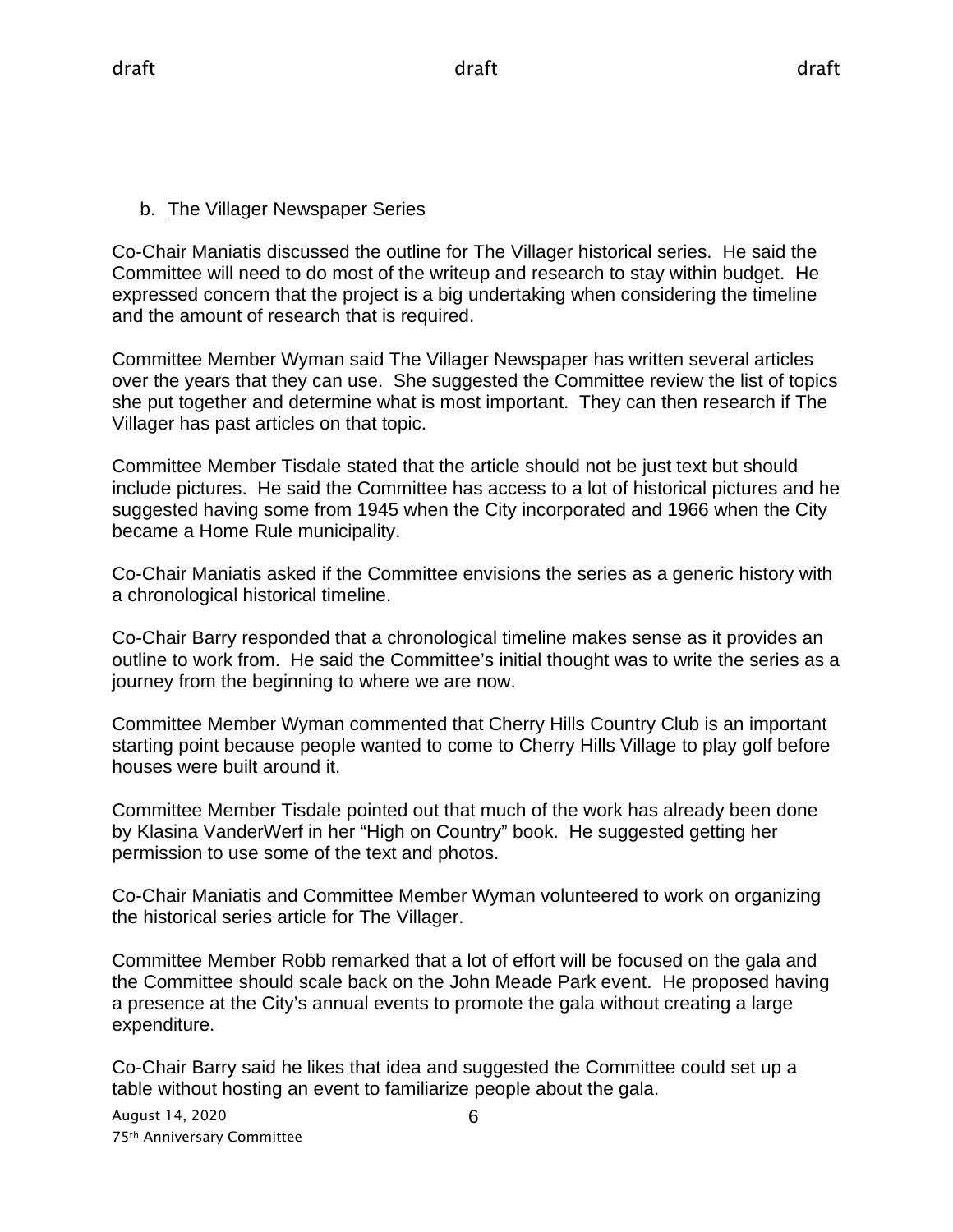b. The Villager Newspaper Series

Co-Chair Maniatis discussed the outline for The Villager historical series. He said the Committee will need to do most of the writeup and research to stay within budget. He expressed concern that the project is a big undertaking when considering the timeline and the amount of research that is required.

Committee Member Wyman said The Villager Newspaper has written several articles over the years that they can use. She suggested the Committee review the list of topics she put together and determine what is most important. They can then research if The Villager has past articles on that topic.

Committee Member Tisdale stated that the article should not be just text but should include pictures. He said the Committee has access to a lot of historical pictures and he suggested having some from 1945 when the City incorporated and 1966 when the City became a Home Rule municipality.

Co-Chair Maniatis asked if the Committee envisions the series as a generic history with a chronological historical timeline.

Co-Chair Barry responded that a chronological timeline makes sense as it provides an outline to work from. He said the Committee's initial thought was to write the series as a journey from the beginning to where we are now.

Committee Member Wyman commented that Cherry Hills Country Club is an important starting point because people wanted to come to Cherry Hills Village to play golf before houses were built around it.

Committee Member Tisdale pointed out that much of the work has already been done by Klasina VanderWerf in her "High on Country" book. He suggested getting her permission to use some of the text and photos.

Co-Chair Maniatis and Committee Member Wyman volunteered to work on organizing the historical series article for The Villager.

Committee Member Robb remarked that a lot of effort will be focused on the gala and the Committee should scale back on the John Meade Park event. He proposed having a presence at the City's annual events to promote the gala without creating a large expenditure.

Co-Chair Barry said he likes that idea and suggested the Committee could set up a table without hosting an event to familiarize people about the gala.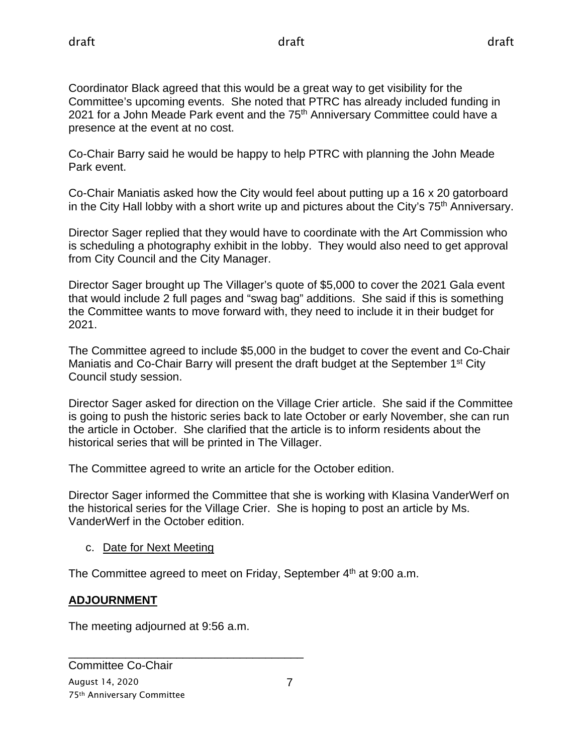Coordinator Black agreed that this would be a great way to get visibility for the Committee's upcoming events. She noted that PTRC has already included funding in 2021 for a John Meade Park event and the 75th Anniversary Committee could have a presence at the event at no cost.

Co-Chair Barry said he would be happy to help PTRC with planning the John Meade Park event.

Co-Chair Maniatis asked how the City would feel about putting up a 16 x 20 gatorboard in the City Hall lobby with a short write up and pictures about the City's 75th Anniversary.

Director Sager replied that they would have to coordinate with the Art Commission who is scheduling a photography exhibit in the lobby. They would also need to get approval from City Council and the City Manager.

Director Sager brought up The Villager's quote of $5,000 to cover the 2021 Gala event that would include 2 full pages and "swag bag" additions. She said if this is something the Committee wants to move forward with, they need to include it in their budget for 2021.

The Committee agreed to include $5,000 in the budget to cover the event and Co-Chair Maniatis and Co-Chair Barry will present the draft budget at the September 1st City Council study session.

Director Sager asked for direction on the Village Crier article. She said if the Committee is going to push the historic series back to late October or early November, she can run the article in October. She clarified that the article is to inform residents about the historical series that will be printed in The Villager.

The Committee agreed to write an article for the October edition.

Director Sager informed the Committee that she is working with Klasina VanderWerf on the historical series for the Village Crier. She is hoping to post an article by Ms. VanderWerf in the October edition.

c. Date for Next Meeting

The Committee agreed to meet on Friday, September 4th at 9:00 a.m.

## ADJOURNMENT

The meeting adjourned at 9:56 a.m.

\_\_\_\_\_\_\_\_\_\_\_\_\_\_\_\_\_\_\_\_\_\_\_\_\_\_\_\_\_\_\_\_\_\_\_\_\_\_

Committee Co-Chair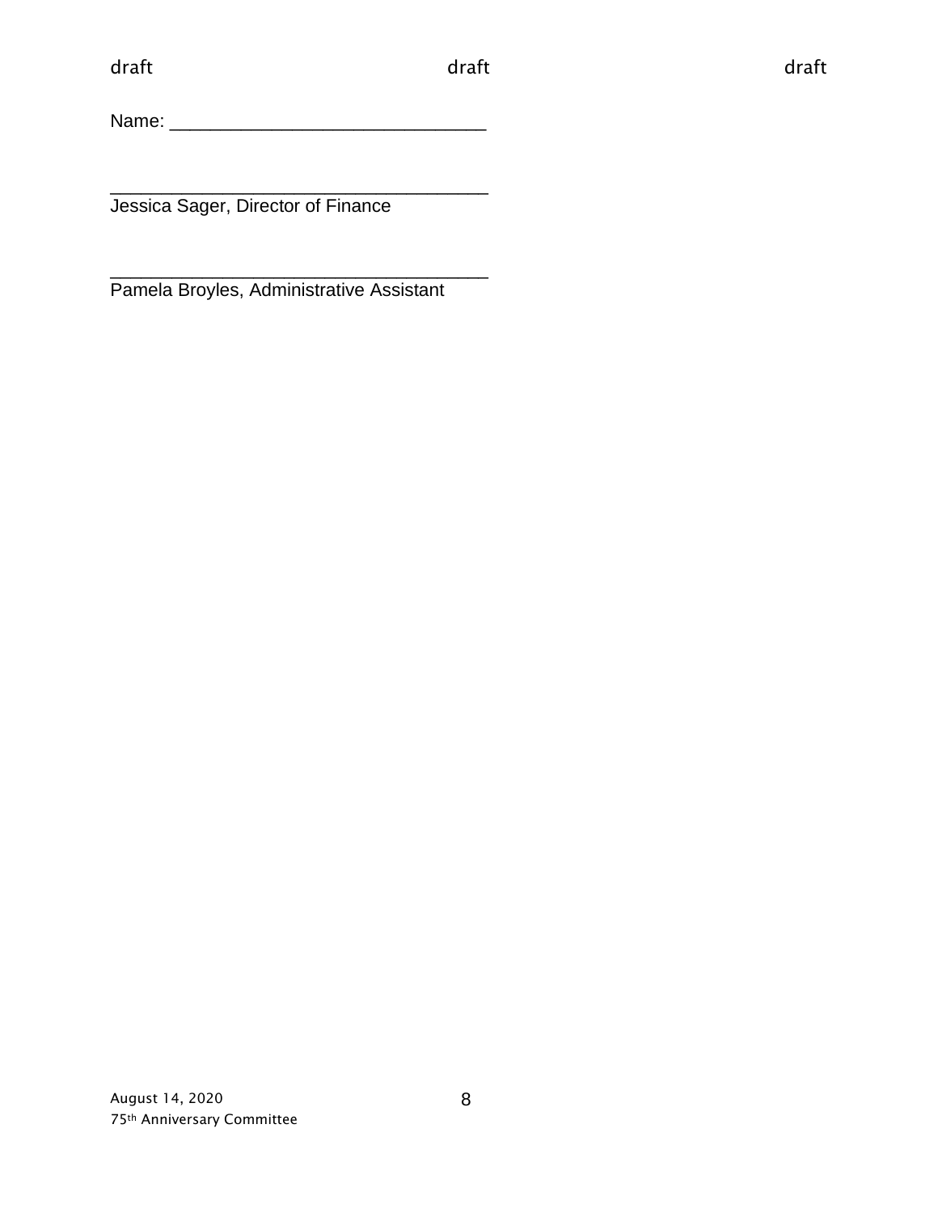Name: _______________________________

_____________________________________
Jessica Sager, Director of Finance

_____________________________________
Pamela Broyles, Administrative Assistant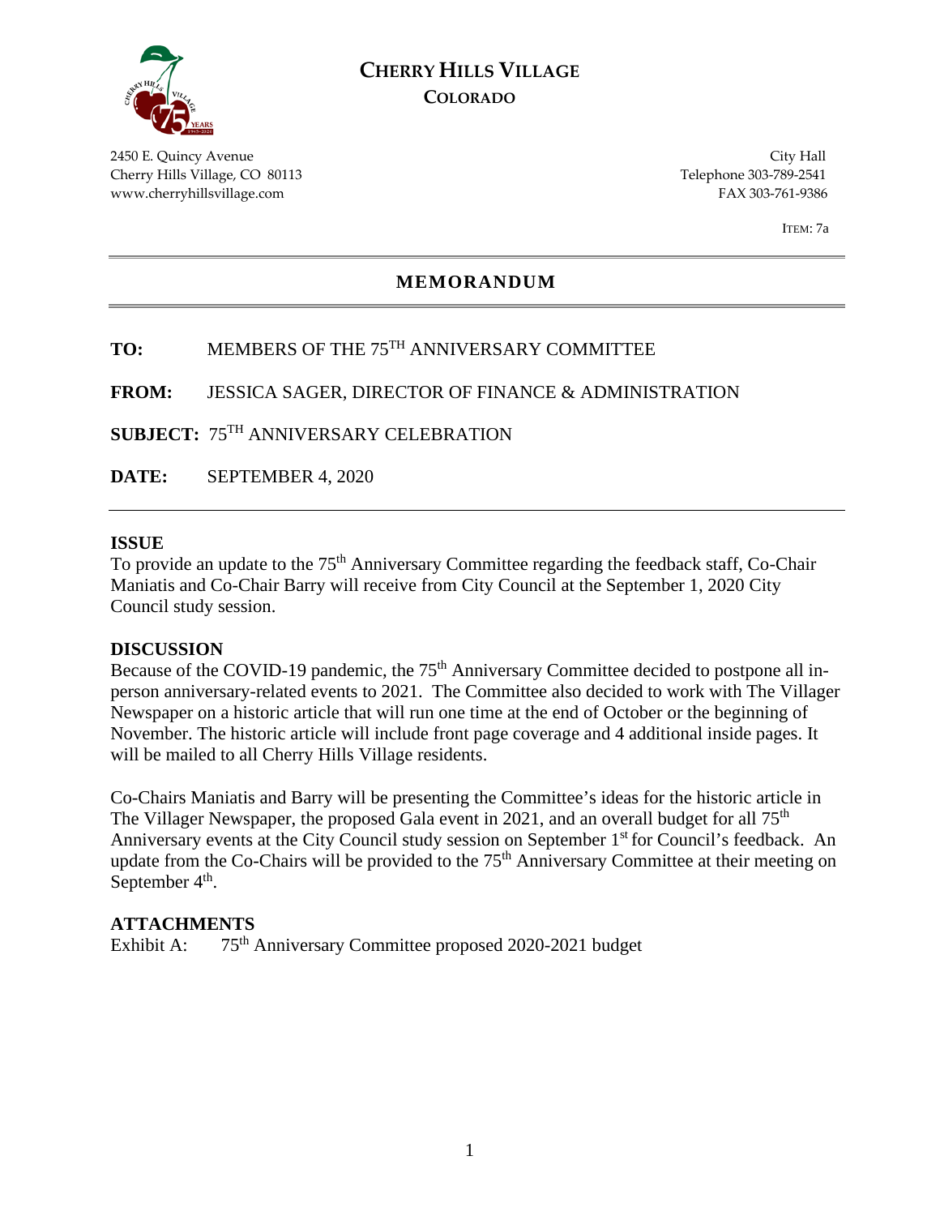# CHERRY HILLS VILLAGE
## COLORADO

2450 E. Quincy Avenue
Cherry Hills Village, CO 80113
www.cherryhillsvillage.com

City Hall
Telephone 303-789-2541
FAX 303-761-9386

ITEM: 7a

## MEMORANDUM

**TO:** MEMBERS OF THE 75TH ANNIVERSARY COMMITTEE

**FROM:** JESSICA SAGER, DIRECTOR OF FINANCE & ADMINISTRATION

**SUBJECT:** 75TH ANNIVERSARY CELEBRATION

**DATE:** SEPTEMBER 4, 2020

**ISSUE**

To provide an update to the 75th Anniversary Committee regarding the feedback staff, Co-Chair Maniatis and Co-Chair Barry will receive from City Council at the September 1, 2020 City Council study session.

**DISCUSSION**

Because of the COVID-19 pandemic, the 75th Anniversary Committee decided to postpone all in-person anniversary-related events to 2021. The Committee also decided to work with The Villager Newspaper on a historic article that will run one time at the end of October or the beginning of November. The historic article will include front page coverage and 4 additional inside pages. It will be mailed to all Cherry Hills Village residents.

Co-Chairs Maniatis and Barry will be presenting the Committee's ideas for the historic article in The Villager Newspaper, the proposed Gala event in 2021, and an overall budget for all 75th Anniversary events at the City Council study session on September 1st for Council's feedback. An update from the Co-Chairs will be provided to the 75th Anniversary Committee at their meeting on September 4th.

**ATTACHMENTS**

Exhibit A: 75th Anniversary Committee proposed 2020-2021 budget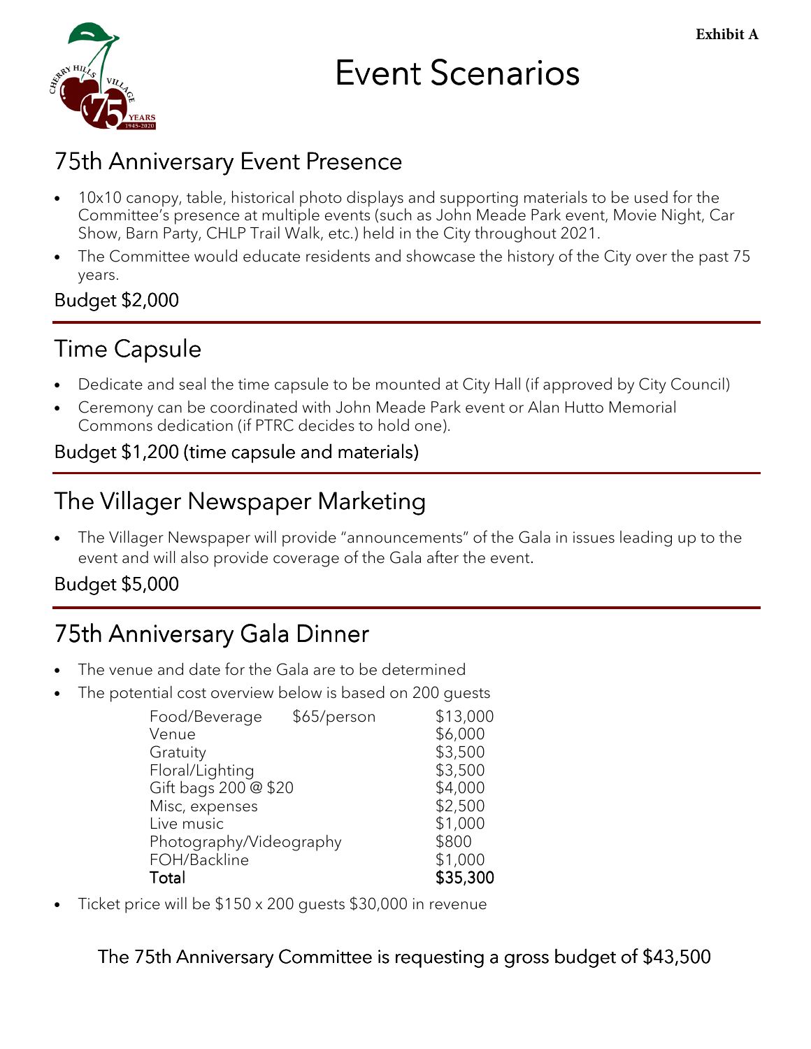Exhibit A

# Event Scenarios

## 75th Anniversary Event Presence

- 10x10 canopy, table, historical photo displays and supporting materials to be used for the Committee's presence at multiple events (such as John Meade Park event, Movie Night, Car Show, Barn Party, CHLP Trail Walk, etc.) held in the City throughout 2021.
- The Committee would educate residents and showcase the history of the City over the past 75 years.

Budget $2,000

## Time Capsule

- Dedicate and seal the time capsule to be mounted at City Hall (if approved by City Council)
- Ceremony can be coordinated with John Meade Park event or Alan Hutto Memorial Commons dedication (if PTRC decides to hold one).

Budget $1,200 (time capsule and materials)

## The Villager Newspaper Marketing

- The Villager Newspaper will provide "announcements" of the Gala in issues leading up to the event and will also provide coverage of the Gala after the event.

Budget $5,000

## 75th Anniversary Gala Dinner

- The venue and date for the Gala are to be determined
- The potential cost overview below is based on 200 guests

| | | |
|---|---|---|
| Food/Beverage | $65/person | $13,000 |
| Venue | | $6,000 |
| Gratuity | | $3,500 |
| Floral/Lighting | | $3,500 |
| Gift bags 200 @ $20 | | $4,000 |
| Misc, expenses | | $2,500 |
| Live music | | $1,000 |
| Photography/Videography | | $800 |
| FOH/Backline | | $1,000 |
| Total | | $35,300 |

- Ticket price will be $150 x 200 guests $30,000 in revenue

The 75th Anniversary Committee is requesting a gross budget of $43,500